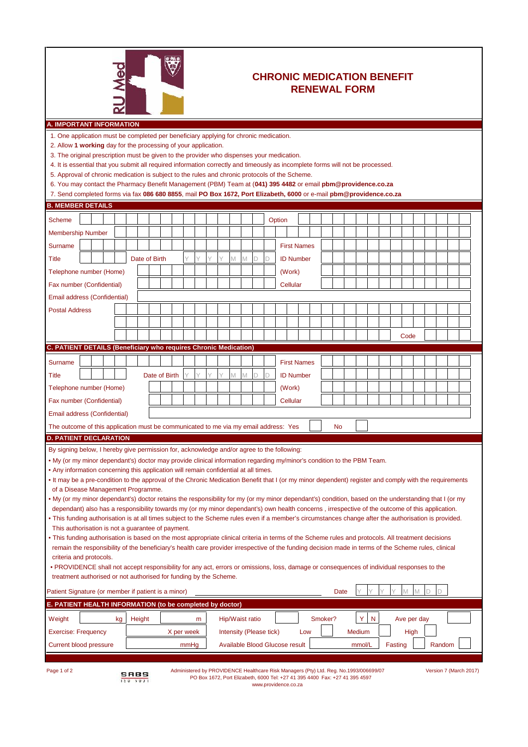RU Med

# CHRONIC MEDICATION BENEFIT RENEWAL FORM

## A. IMPORTANT INFORMATION

1. One application must be completed per beneficiary applying for chronic medication.
2. Allow **1 working** day for the processing of your application.
3. The original prescription must be given to the provider who dispenses your medication.
4. It is essential that you submit all required information correctly and timeously as incomplete forms will not be processed.
5. Approval of chronic medication is subject to the rules and chronic protocols of the Scheme.
6. You may contact the Pharmacy Benefit Management (PBM) Team at (**041) 395 4482** or email **pbm@providence.co.za**
7. Send completed forms via fax **086 680 8855**, mail **PO Box 1672, Port Elizabeth, 6000** or e-mail **pbm@providence.co.za**

## B. MEMBER DETAILS

Scheme ______________________ Option ______________________

Membership Number ______________________

Surname ______________________ First Names ______________________

Title ________ Date of Birth Y Y Y Y M M D D ID Number ______________________

Telephone number (Home) ______________________ (Work) ______________________

Fax number (Confidential) ______________________ Cellular ______________________

Email address (Confidential) ______________________

Postal Address ______________________

______________________

______________________ Code ________

## C. PATIENT DETAILS (Beneficiary who requires Chronic Medication)

Surname ______________________ First Names ______________________

Title ________ Date of Birth Y Y Y Y M M D D ID Number ______________________

Telephone number (Home) ______________________ (Work) ______________________

Fax number (Confidential) ______________________ Cellular ______________________

Email address (Confidential) ______________________

The outcome of this application must be communicated to me via my email address: Yes ☐ No ☐

## D. PATIENT DECLARATION

By signing below, I hereby give permission for, acknowledge and/or agree to the following:

- My (or my minor dependant's) doctor may provide clinical information regarding my/minor's condition to the PBM Team.
- Any information concerning this application will remain confidential at all times.
- It may be a pre-condition to the approval of the Chronic Medication Benefit that I (or my minor dependent) register and comply with the requirements of a Disease Management Programme.
- My (or my minor dependant's) doctor retains the responsibility for my (or my minor dependant's) condition, based on the understanding that I (or my dependant) also has a responsibility towards my (or my minor dependant's) own health concerns , irrespective of the outcome of this application.
- This funding authorisation is at all times subject to the Scheme rules even if a member's circumstances change after the authorisation is provided. This authorisation is not a guarantee of payment.
- This funding authorisation is based on the most appropriate clinical criteria in terms of the Scheme rules and protocols. All treatment decisions remain the responsibility of the beneficiary's health care provider irrespective of the funding decision made in terms of the Scheme rules, clinical criteria and protocols.
- PROVIDENCE shall not accept responsibility for any act, errors or omissions, loss, damage or consequences of individual responses to the treatment authorised or not authorised for funding by the Scheme.

Patient Signature (or member if patient is a minor) ______________________ Date Y Y Y Y M M D D

## E. PATIENT HEALTH INFORMATION (to be completed by doctor)

Weight ________ kg Height ________ m Hip/Waist ratio ________ Smoker? Y N Ave per day ________

Exercise: Frequency ________ X per week Intensity (Please tick) Low ☐ Medium ☐ High ☐

Current blood pressure ________ mmHg Available Blood Glucose result ________ mmol/L Fasting ☐ Random ☐

Administered by PROVIDENCE Healthcare Risk Managers (Pty) Ltd. Reg. No.1993/006699/07
PO Box 1672, Port Elizabeth, 6000 Tel: +27 41 395 4400 Fax: +27 41 395 4597
www.providence.co.za

Version 7 (March 2017)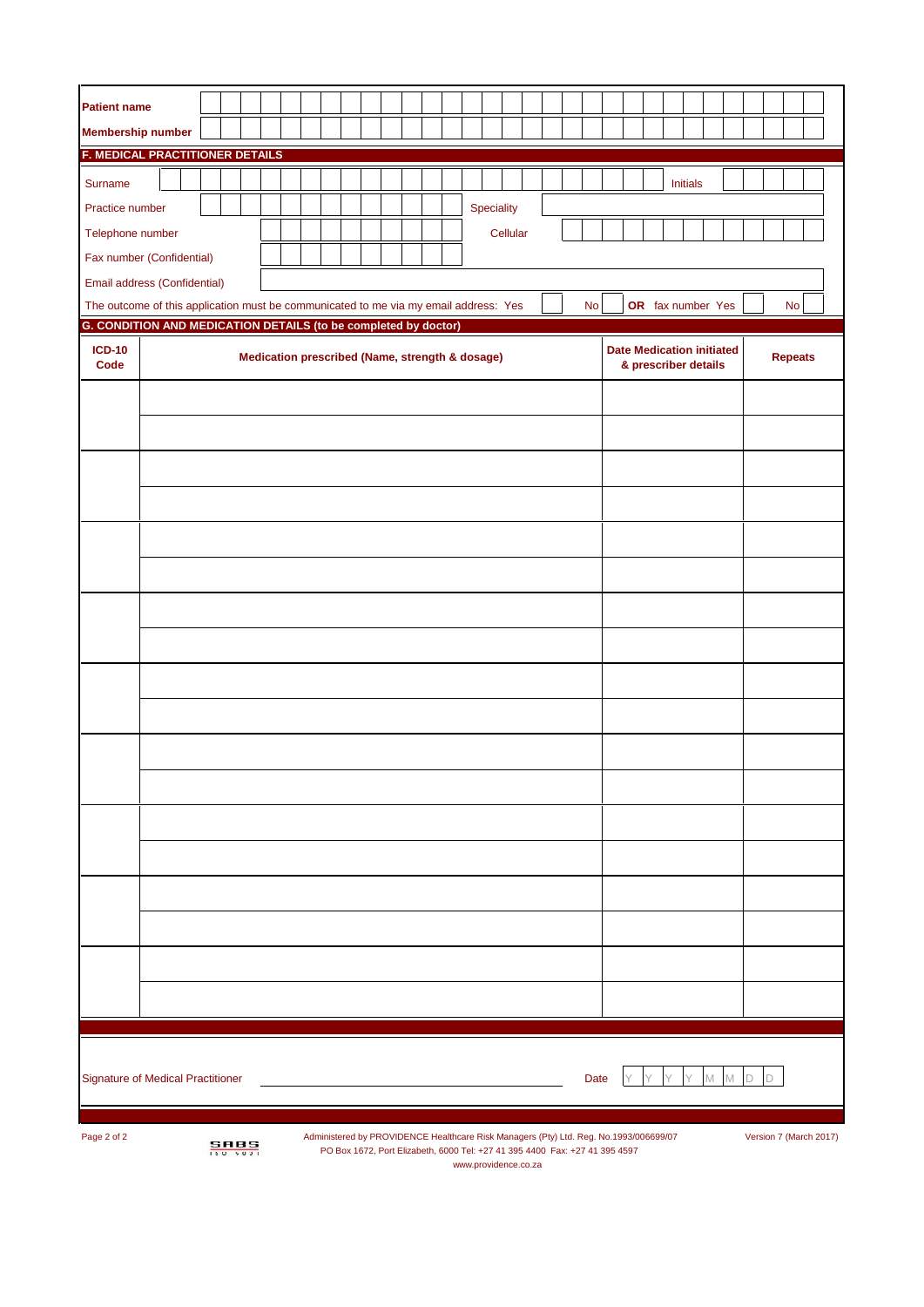Patient name

Membership number

## F. MEDICAL PRACTITIONER DETAILS

Surname | Initials

Practice number | Speciality

Telephone number | Cellular

Fax number (Confidential)

Email address (Confidential)

The outcome of this application must be communicated to me via my email address: Yes | No | **OR** fax number Yes | No

## G. CONDITION AND MEDICATION DETAILS (to be completed by doctor)

| ICD-10 Code | Medication prescribed (Name, strength & dosage) | Date Medication initiated & prescriber details | Repeats |
|---|---|---|---|
| | | | |
| | | | |
| | | | |
| | | | |
| | | | |
| | | | |
| | | | |
| | | | |
| | | | |
| | | | |
| | | | |
| | | | |
| | | | |
| | | | |
| | | | |
| | | | |
| | | | |
| | | | |

Signature of Medical Practitioner ______________________ Date Y Y Y Y M M D D

Administered by PROVIDENCE Healthcare Risk Managers (Pty) Ltd. Reg. No.1993/006699/07
PO Box 1672, Port Elizabeth, 6000 Tel: +27 41 395 4400 Fax: +27 41 395 4597
www.providence.co.za

Version 7 (March 2017)